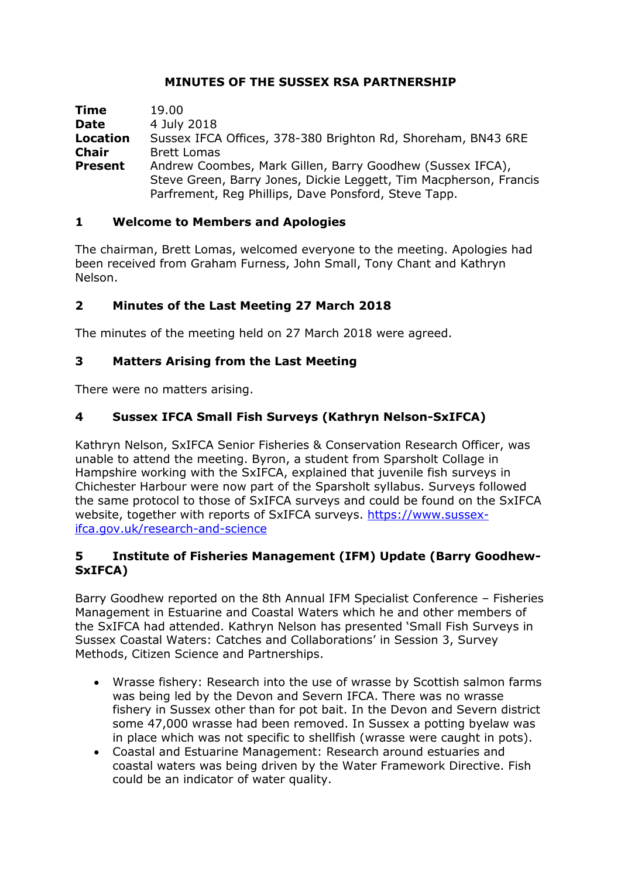# MINUTES OF THE SUSSEX RSA PARTNERSHIP

| | |
|---|---|
| **Time** | 19.00 |
| **Date** | 4 July 2018 |
| **Location** | Sussex IFCA Offices, 378-380 Brighton Rd, Shoreham, BN43 6RE |
| **Chair** | Brett Lomas |
| **Present** | Andrew Coombes, Mark Gillen, Barry Goodhew (Sussex IFCA), Steve Green, Barry Jones, Dickie Leggett, Tim Macpherson, Francis Parfrement, Reg Phillips, Dave Ponsford, Steve Tapp. |

## 1 Welcome to Members and Apologies

The chairman, Brett Lomas, welcomed everyone to the meeting. Apologies had been received from Graham Furness, John Small, Tony Chant and Kathryn Nelson.

## 2 Minutes of the Last Meeting 27 March 2018

The minutes of the meeting held on 27 March 2018 were agreed.

## 3 Matters Arising from the Last Meeting

There were no matters arising.

## 4 Sussex IFCA Small Fish Surveys (Kathryn Nelson-SxIFCA)

Kathryn Nelson, SxIFCA Senior Fisheries & Conservation Research Officer, was unable to attend the meeting. Byron, a student from Sparsholt Collage in Hampshire working with the SxIFCA, explained that juvenile fish surveys in Chichester Harbour were now part of the Sparsholt syllabus. Surveys followed the same protocol to those of SxIFCA surveys and could be found on the SxIFCA website, together with reports of SxIFCA surveys. https://www.sussex-ifca.gov.uk/research-and-science

## 5 Institute of Fisheries Management (IFM) Update (Barry Goodhew-SxIFCA)

Barry Goodhew reported on the 8th Annual IFM Specialist Conference – Fisheries Management in Estuarine and Coastal Waters which he and other members of the SxIFCA had attended. Kathryn Nelson has presented 'Small Fish Surveys in Sussex Coastal Waters: Catches and Collaborations' in Session 3, Survey Methods, Citizen Science and Partnerships.

- Wrasse fishery: Research into the use of wrasse by Scottish salmon farms was being led by the Devon and Severn IFCA. There was no wrasse fishery in Sussex other than for pot bait. In the Devon and Severn district some 47,000 wrasse had been removed. In Sussex a potting byelaw was in place which was not specific to shellfish (wrasse were caught in pots).
- Coastal and Estuarine Management: Research around estuaries and coastal waters was being driven by the Water Framework Directive. Fish could be an indicator of water quality.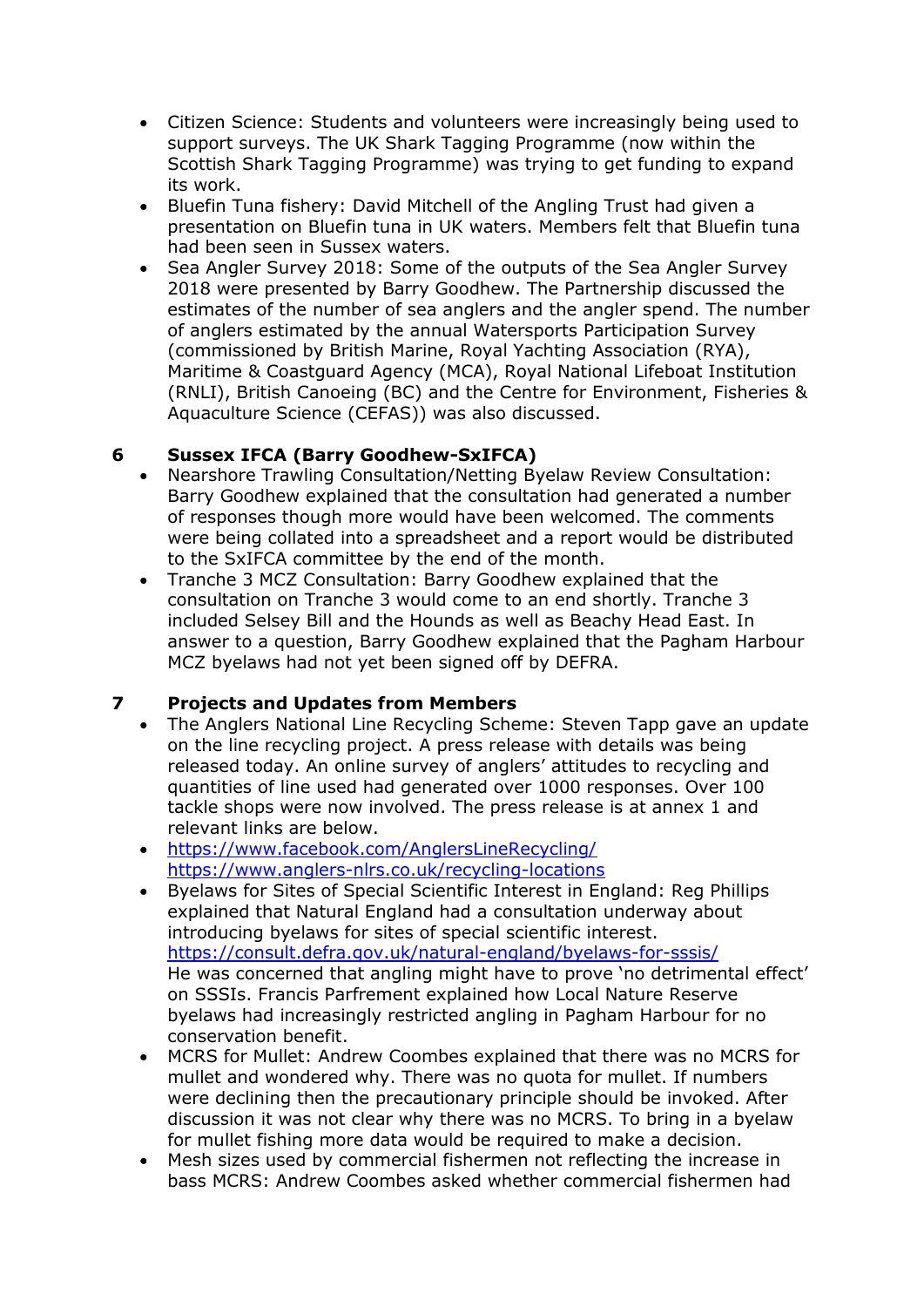- Citizen Science: Students and volunteers were increasingly being used to support surveys. The UK Shark Tagging Programme (now within the Scottish Shark Tagging Programme) was trying to get funding to expand its work.
- Bluefin Tuna fishery: David Mitchell of the Angling Trust had given a presentation on Bluefin tuna in UK waters. Members felt that Bluefin tuna had been seen in Sussex waters.
- Sea Angler Survey 2018: Some of the outputs of the Sea Angler Survey 2018 were presented by Barry Goodhew. The Partnership discussed the estimates of the number of sea anglers and the angler spend. The number of anglers estimated by the annual Watersports Participation Survey (commissioned by British Marine, Royal Yachting Association (RYA), Maritime & Coastguard Agency (MCA), Royal National Lifeboat Institution (RNLI), British Canoeing (BC) and the Centre for Environment, Fisheries & Aquaculture Science (CEFAS)) was also discussed.

## 6 Sussex IFCA (Barry Goodhew-SxIFCA)

- Nearshore Trawling Consultation/Netting Byelaw Review Consultation: Barry Goodhew explained that the consultation had generated a number of responses though more would have been welcomed. The comments were being collated into a spreadsheet and a report would be distributed to the SxIFCA committee by the end of the month.
- Tranche 3 MCZ Consultation: Barry Goodhew explained that the consultation on Tranche 3 would come to an end shortly. Tranche 3 included Selsey Bill and the Hounds as well as Beachy Head East. In answer to a question, Barry Goodhew explained that the Pagham Harbour MCZ byelaws had not yet been signed off by DEFRA.

## 7 Projects and Updates from Members

- The Anglers National Line Recycling Scheme: Steven Tapp gave an update on the line recycling project. A press release with details was being released today. An online survey of anglers' attitudes to recycling and quantities of line used had generated over 1000 responses. Over 100 tackle shops were now involved. The press release is at annex 1 and relevant links are below.
- https://www.facebook.com/AnglersLineRecycling/
  https://www.anglers-nlrs.co.uk/recycling-locations
- Byelaws for Sites of Special Scientific Interest in England: Reg Phillips explained that Natural England had a consultation underway about introducing byelaws for sites of special scientific interest.
  https://consult.defra.gov.uk/natural-england/byelaws-for-sssis/
  He was concerned that angling might have to prove 'no detrimental effect' on SSSIs. Francis Parfrement explained how Local Nature Reserve byelaws had increasingly restricted angling in Pagham Harbour for no conservation benefit.
- MCRS for Mullet: Andrew Coombes explained that there was no MCRS for mullet and wondered why. There was no quota for mullet. If numbers were declining then the precautionary principle should be invoked. After discussion it was not clear why there was no MCRS. To bring in a byelaw for mullet fishing more data would be required to make a decision.
- Mesh sizes used by commercial fishermen not reflecting the increase in bass MCRS: Andrew Coombes asked whether commercial fishermen had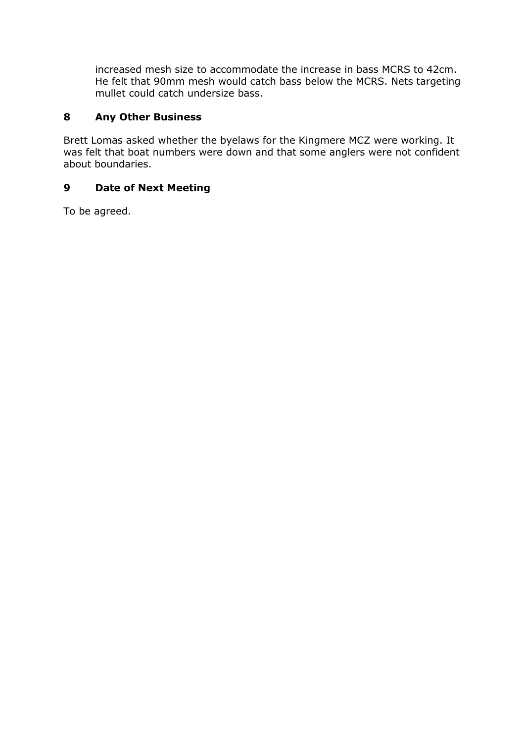increased mesh size to accommodate the increase in bass MCRS to 42cm. He felt that 90mm mesh would catch bass below the MCRS. Nets targeting mullet could catch undersize bass.

## 8 Any Other Business

Brett Lomas asked whether the byelaws for the Kingmere MCZ were working. It was felt that boat numbers were down and that some anglers were not confident about boundaries.

## 9 Date of Next Meeting

To be agreed.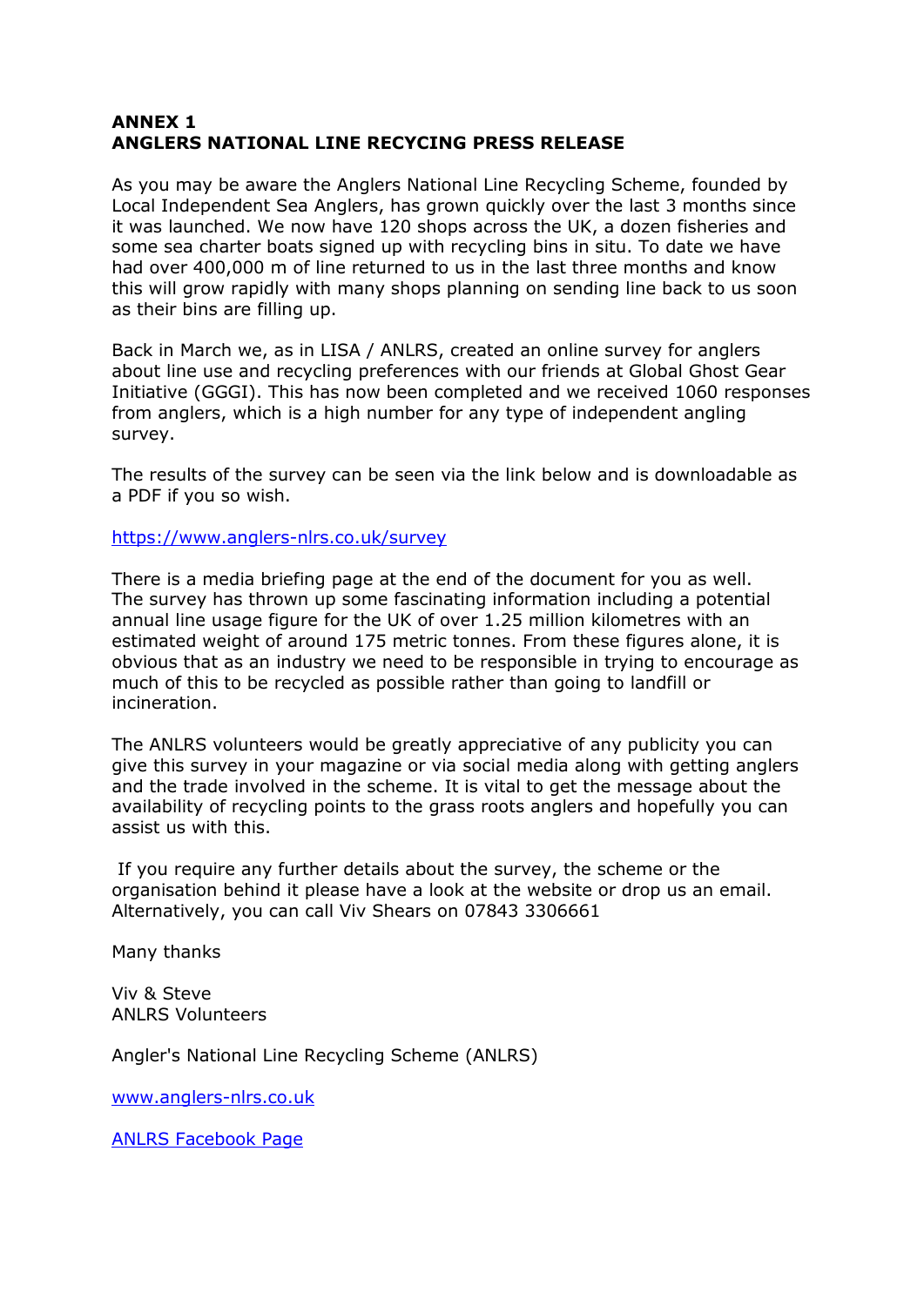**ANNEX 1**
**ANGLERS NATIONAL LINE RECYCLING PRESS RELEASE**

As you may be aware the Anglers National Line Recycling Scheme, founded by Local Independent Sea Anglers, has grown quickly over the last 3 months since it was launched. We now have 120 shops across the UK, a dozen fisheries and some sea charter boats signed up with recycling bins in situ. To date we have had over 400,000 m of line returned to us in the last three months and know this will grow rapidly with many shops planning on sending line back to us soon as their bins are filling up.

Back in March we, as in LISA / ANLRS, created an online survey for anglers about line use and recycling preferences with our friends at Global Ghost Gear Initiative (GGGI). This has now been completed and we received 1060 responses from anglers, which is a high number for any type of independent angling survey.

The results of the survey can be seen via the link below and is downloadable as a PDF if you so wish.

[https://www.anglers-nlrs.co.uk/survey](https://www.anglers-nlrs.co.uk/survey)

There is a media briefing page at the end of the document for you as well. The survey has thrown up some fascinating information including a potential annual line usage figure for the UK of over 1.25 million kilometres with an estimated weight of around 175 metric tonnes. From these figures alone, it is obvious that as an industry we need to be responsible in trying to encourage as much of this to be recycled as possible rather than going to landfill or incineration.

The ANLRS volunteers would be greatly appreciative of any publicity you can give this survey in your magazine or via social media along with getting anglers and the trade involved in the scheme. It is vital to get the message about the availability of recycling points to the grass roots anglers and hopefully you can assist us with this.

If you require any further details about the survey, the scheme or the organisation behind it please have a look at the website or drop us an email. Alternatively, you can call Viv Shears on 07843 3306661

Many thanks

Viv & Steve
ANLRS Volunteers

Angler's National Line Recycling Scheme (ANLRS)

[www.anglers-nlrs.co.uk](http://www.anglers-nlrs.co.uk)

ANLRS Facebook Page